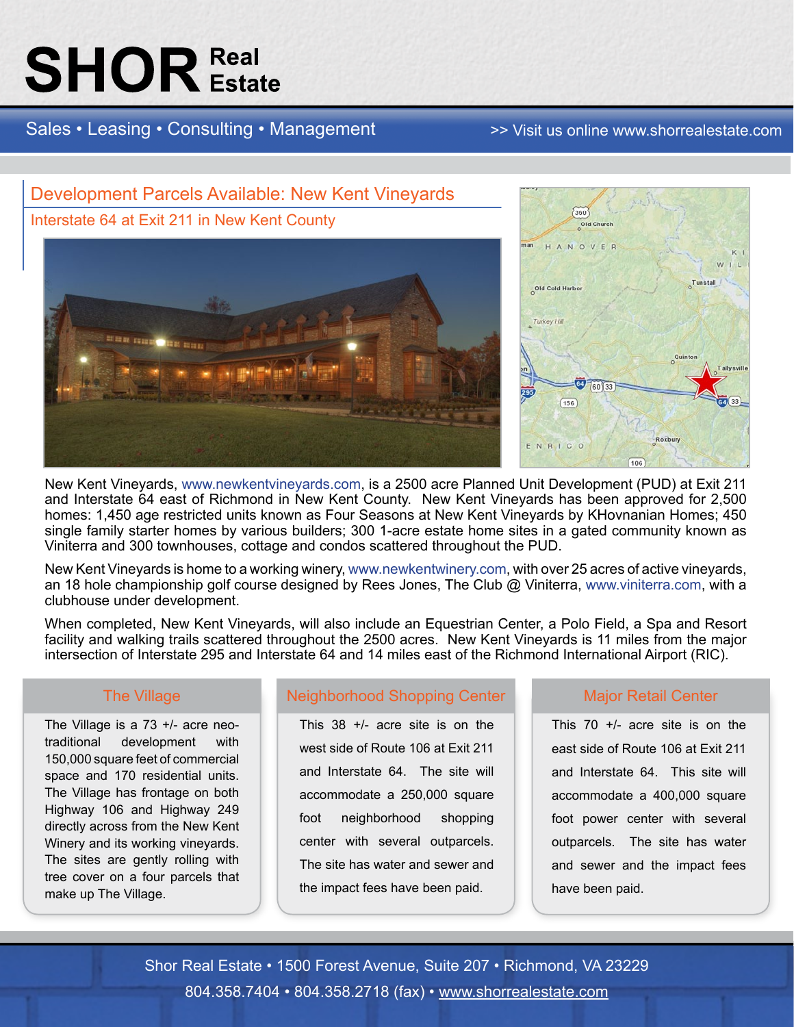# SHOR Real Estate

Sales • Leasing • Consulting • Management

>> Visit us online www.shorrealestate.com

## Development Parcels Available: New Kent Vineyards

### Interstate 64 at Exit 211 in New Kent County

New Kent Vineyards, www.newkentvineyards.com, is a 2500 acre Planned Unit Development (PUD) at Exit 211 and Interstate 64 east of Richmond in New Kent County. New Kent Vineyards has been approved for 2,500 homes: 1,450 age restricted units known as Four Seasons at New Kent Vineyards by KHovnanian Homes; 450 single family starter homes by various builders; 300 1-acre estate home sites in a gated community known as Viniterra and 300 townhouses, cottage and condos scattered throughout the PUD.

New Kent Vineyards is home to a working winery, www.newkentwinery.com, with over 25 acres of active vineyards, an 18 hole championship golf course designed by Rees Jones, The Club @ Viniterra, www.viniterra.com, with a clubhouse under development.

When completed, New Kent Vineyards, will also include an Equestrian Center, a Polo Field, a Spa and Resort facility and walking trails scattered throughout the 2500 acres. New Kent Vineyards is 11 miles from the major intersection of Interstate 295 and Interstate 64 and 14 miles east of the Richmond International Airport (RIC).

### The Village

The Village is a 73 +/- acre neo-traditional development with 150,000 square feet of commercial space and 170 residential units. The Village has frontage on both Highway 106 and Highway 249 directly across from the New Kent Winery and its working vineyards. The sites are gently rolling with tree cover on a four parcels that make up The Village.

### Neighborhood Shopping Center

This 38 +/- acre site is on the west side of Route 106 at Exit 211 and Interstate 64. The site will accommodate a 250,000 square foot neighborhood shopping center with several outparcels. The site has water and sewer and the impact fees have been paid.

### Major Retail Center

This 70 +/- acre site is on the east side of Route 106 at Exit 211 and Interstate 64. This site will accommodate a 400,000 square foot power center with several outparcels. The site has water and sewer and the impact fees have been paid.

Shor Real Estate • 1500 Forest Avenue, Suite 207 • Richmond, VA 23229

804.358.7404 • 804.358.2718 (fax) • www.shorrealestate.com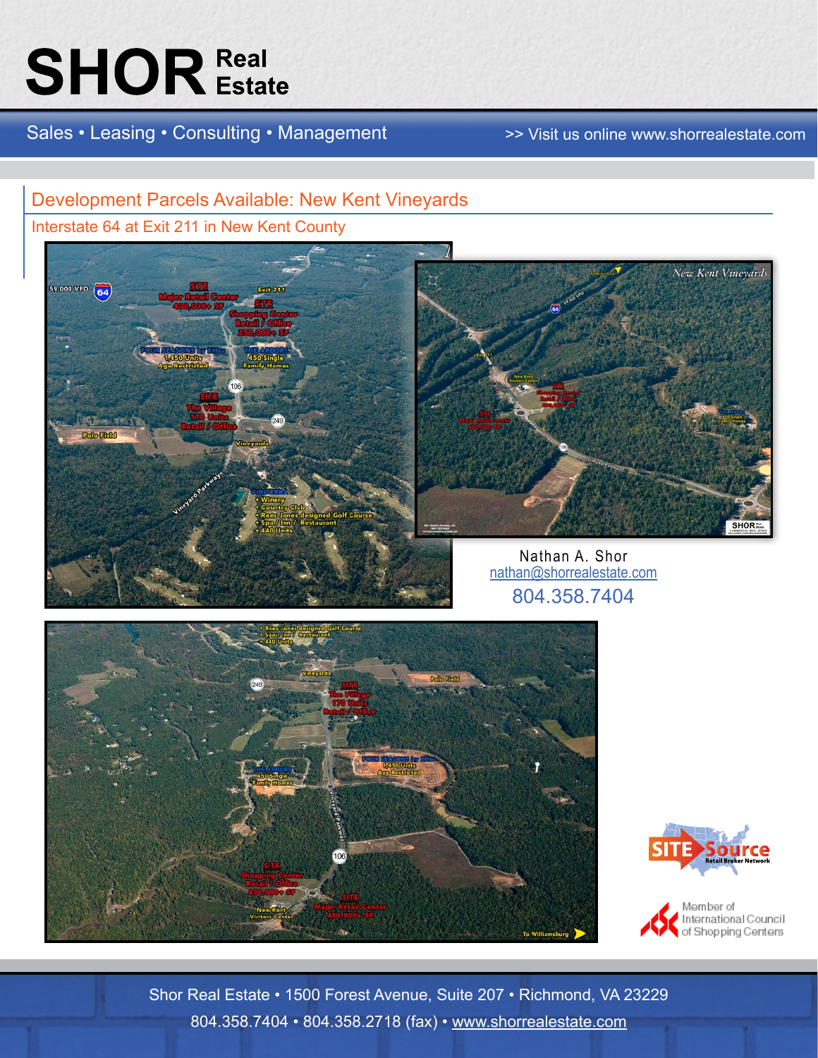# SHOR Real Estate

Sales • Leasing • Consulting • Management

>> Visit us online www.shorrealestate.com

## Development Parcels Available: New Kent Vineyards

### Interstate 64 at Exit 211 in New Kent County

Nathan A. Shor
nathan@shorrealestate.com
804.358.7404

Member of International Council of Shopping Centers

Shor Real Estate • 1500 Forest Avenue, Suite 207 • Richmond, VA 23229
804.358.7404 • 804.358.2718 (fax) • www.shorrealestate.com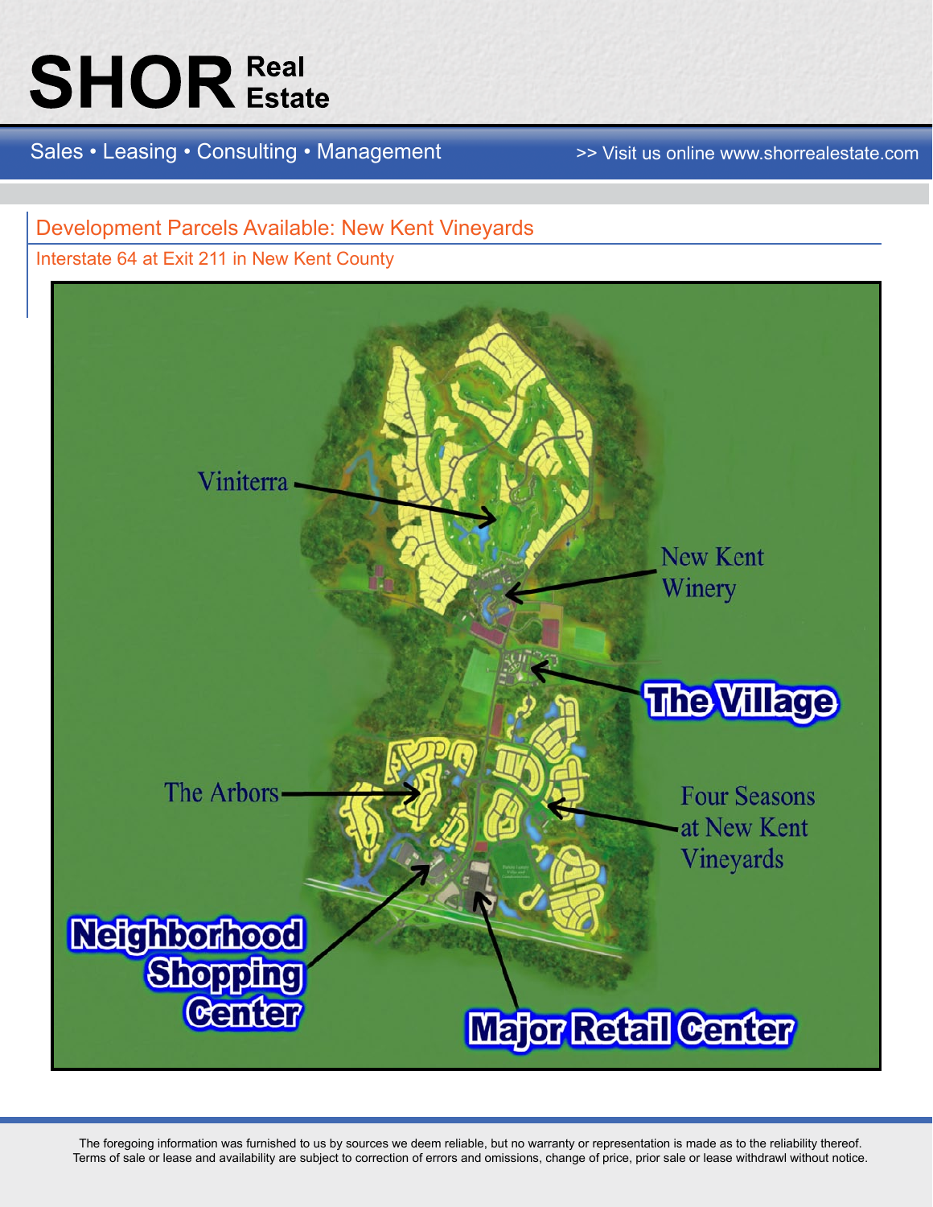SHOR Real Estate

Sales • Leasing • Consulting • Management

>> Visit us online www.shorrealestate.com

## Development Parcels Available: New Kent Vineyards

Interstate 64 at Exit 211 in New Kent County

Viniterra

New Kent Winery

The Village

The Arbors

Four Seasons at New Kent Vineyards

Neighborhood Shopping Center

Major Retail Center

The foregoing information was furnished to us by sources we deem reliable, but no warranty or representation is made as to the reliability thereof. Terms of sale or lease and availability are subject to correction of errors and omissions, change of price, prior sale or lease withdrawl without notice.